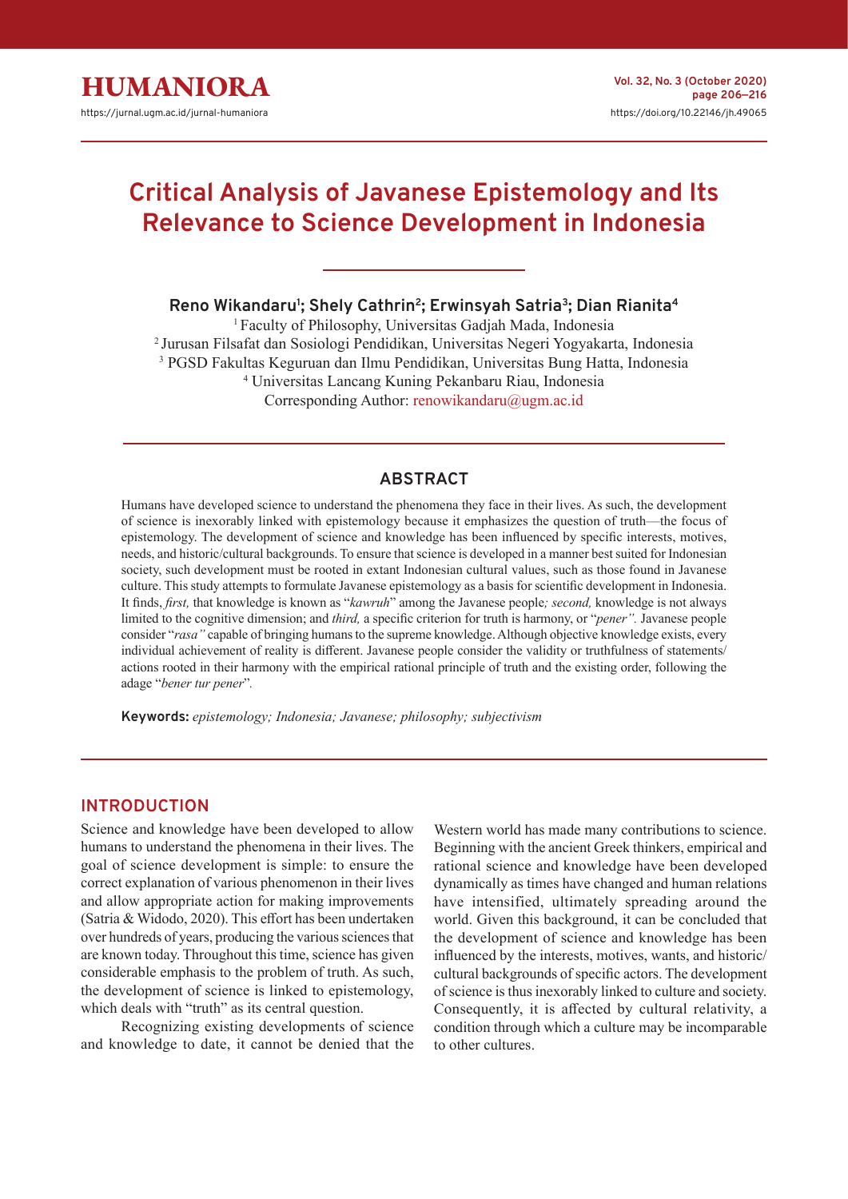# Critical Analysis of Javanese Epistemology and Its Relevance to Science Development in Indonesia

**Reno Wikandaru[1]; Shely Cathrin[2]; Erwinsyah Satria[3]; Dian Rianita[4]**

[1] Faculty of Philosophy, Universitas Gadjah Mada, Indonesia
[2] Jurusan Filsafat dan Sosiologi Pendidikan, Universitas Negeri Yogyakarta, Indonesia
[3] PGSD Fakultas Keguruan dan Ilmu Pendidikan, Universitas Bung Hatta, Indonesia
[4] Universitas Lancang Kuning Pekanbaru Riau, Indonesia
Corresponding Author: renowikandaru@ugm.ac.id

## ABSTRACT

Humans have developed science to understand the phenomena they face in their lives. As such, the development of science is inexorably linked with epistemology because it emphasizes the question of truth—the focus of epistemology. The development of science and knowledge has been influenced by specific interests, motives, needs, and historic/cultural backgrounds. To ensure that science is developed in a manner best suited for Indonesian society, such development must be rooted in extant Indonesian cultural values, such as those found in Javanese culture. This study attempts to formulate Javanese epistemology as a basis for scientific development in Indonesia. It finds, *first,* that knowledge is known as "*kawruh*" among the Javanese people*; second,* knowledge is not always limited to the cognitive dimension; and *third,* a specific criterion for truth is harmony, or "*pener".* Javanese people consider "*rasa"* capable of bringing humans to the supreme knowledge. Although objective knowledge exists, every individual achievement of reality is different. Javanese people consider the validity or truthfulness of statements/ actions rooted in their harmony with the empirical rational principle of truth and the existing order, following the adage "*bener tur pener*"*.*

**Keywords:** *epistemology; Indonesia; Javanese; philosophy; subjectivism*

## INTRODUCTION

Science and knowledge have been developed to allow humans to understand the phenomena in their lives. The goal of science development is simple: to ensure the correct explanation of various phenomenon in their lives and allow appropriate action for making improvements (Satria & Widodo, 2020). This effort has been undertaken over hundreds of years, producing the various sciences that are known today. Throughout this time, science has given considerable emphasis to the problem of truth. As such, the development of science is linked to epistemology, which deals with "truth" as its central question.

Recognizing existing developments of science and knowledge to date, it cannot be denied that the Western world has made many contributions to science. Beginning with the ancient Greek thinkers, empirical and rational science and knowledge have been developed dynamically as times have changed and human relations have intensified, ultimately spreading around the world. Given this background, it can be concluded that the development of science and knowledge has been influenced by the interests, motives, wants, and historic/cultural backgrounds of specific actors. The development of science is thus inexorably linked to culture and society. Consequently, it is affected by cultural relativity, a condition through which a culture may be incomparable to other cultures.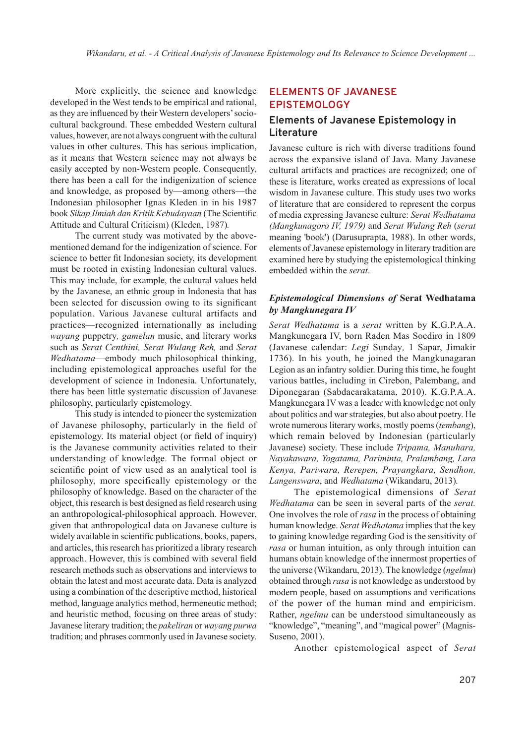More explicitly, the science and knowledge developed in the West tends to be empirical and rational, as they are influenced by their Western developers' socio-cultural background. These embedded Western cultural values, however, are not always congruent with the cultural values in other cultures. This has serious implication, as it means that Western science may not always be easily accepted by non-Western people. Consequently, there has been a call for the indigenization of science and knowledge, as proposed by—among others—the Indonesian philosopher Ignas Kleden in in his 1987 book *Sikap Ilmiah dan Kritik Kebudayaan* (The Scientific Attitude and Cultural Criticism) (Kleden, 1987).

The current study was motivated by the above-mentioned demand for the indigenization of science. For science to better fit Indonesian society, its development must be rooted in existing Indonesian cultural values. This may include, for example, the cultural values held by the Javanese, an ethnic group in Indonesia that has been selected for discussion owing to its significant population. Various Javanese cultural artifacts and practices—recognized internationally as including *wayang* puppetry, *gamelan* music, and literary works such as *Serat Centhini, Serat Wulang Reh,* and *Serat Wedhatama*—embody much philosophical thinking, including epistemological approaches useful for the development of science in Indonesia. Unfortunately, there has been little systematic discussion of Javanese philosophy, particularly epistemology.

This study is intended to pioneer the systemization of Javanese philosophy, particularly in the field of epistemology. Its material object (or field of inquiry) is the Javanese community activities related to their understanding of knowledge. The formal object or scientific point of view used as an analytical tool is philosophy, more specifically epistemology or the philosophy of knowledge. Based on the character of the object, this research is best designed as field research using an anthropological-philosophical approach. However, given that anthropological data on Javanese culture is widely available in scientific publications, books, papers, and articles, this research has prioritized a library research approach. However, this is combined with several field research methods such as observations and interviews to obtain the latest and most accurate data. Data is analyzed using a combination of the descriptive method, historical method, language analytics method, hermeneutic method; and heuristic method, focusing on three areas of study: Javanese literary tradition; the *pakeliran* or *wayang purwa* tradition; and phrases commonly used in Javanese society.

## ELEMENTS OF JAVANESE EPISTEMOLOGY

### Elements of Javanese Epistemology in Literature

Javanese culture is rich with diverse traditions found across the expansive island of Java. Many Javanese cultural artifacts and practices are recognized; one of these is literature, works created as expressions of local wisdom in Javanese culture. This study uses two works of literature that are considered to represent the corpus of media expressing Javanese culture: *Serat Wedhatama (Mangkunagoro IV, 1979)* and *Serat Wulang Reh* (*serat* meaning 'book') (Darusuprapta, 1988). In other words, elements of Javanese epistemology in literary tradition are examined here by studying the epistemological thinking embedded within the *serat*.

#### *Epistemological Dimensions of* Serat Wedhatama *by Mangkunegara IV*

*Serat Wedhatama* is a *serat* written by K.G.P.A.A. Mangkunegara IV, born Raden Mas Soediro in 1809 (Javanese calendar: *Legi* Sunday*,* 1 Sapar, Jimakir 1736). In his youth, he joined the Mangkunagaran Legion as an infantry soldier. During this time, he fought various battles, including in Cirebon, Palembang, and Diponegaran (Sabdacarakatama, 2010). K.G.P.A.A. Mangkunegara IV was a leader with knowledge not only about politics and war strategies, but also about poetry. He wrote numerous literary works, mostly poems (*tembang*), which remain beloved by Indonesian (particularly Javanese) society. These include *Tripama, Manuhara, Nayakawara, Yogatama, Pariminta, Pralambang, Lara Kenya, Pariwara, Rerepen, Prayangkara, Sendhon, Langenswara*, and *Wedhatama* (Wikandaru, 2013).

The epistemological dimensions of *Serat Wedhatama* can be seen in several parts of the *serat.* One involves the role of *rasa* in the process of obtaining human knowledge. *Serat Wedhatama* implies that the key to gaining knowledge regarding God is the sensitivity of *rasa* or human intuition, as only through intuition can humans obtain knowledge of the innermost properties of the universe (Wikandaru, 2013). The knowledge (*ngelmu*) obtained through *rasa* is not knowledge as understood by modern people, based on assumptions and verifications of the power of the human mind and empiricism. Rather, *ngelmu* can be understood simultaneously as "knowledge", "meaning", and "magical power" (Magnis-Suseno, 2001).

Another epistemological aspect of *Serat*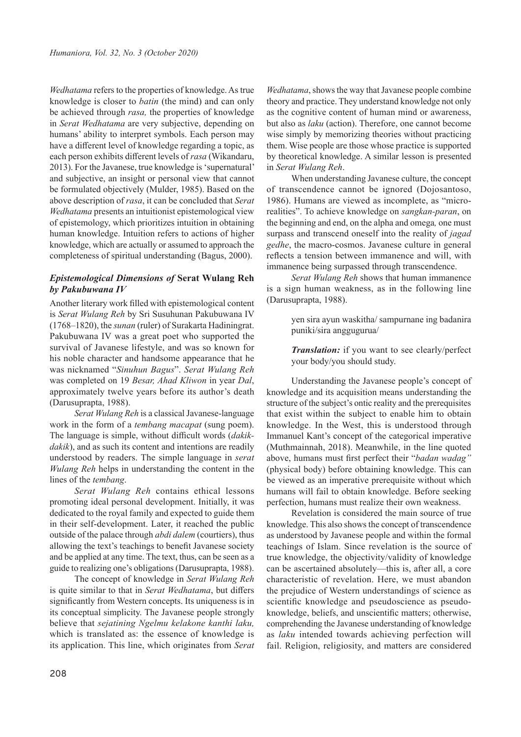*Wedhatama* refers to the properties of knowledge. As true knowledge is closer to *batin* (the mind) and can only be achieved through *rasa,* the properties of knowledge in *Serat Wedhatama* are very subjective, depending on humans' ability to interpret symbols. Each person may have a different level of knowledge regarding a topic, as each person exhibits different levels of *rasa* (Wikandaru, 2013). For the Javanese, true knowledge is 'supernatural' and subjective, an insight or personal view that cannot be formulated objectively (Mulder, 1985). Based on the above description of *rasa*, it can be concluded that *Serat Wedhatama* presents an intuitionist epistemological view of epistemology, which prioritizes intuition in obtaining human knowledge. Intuition refers to actions of higher knowledge, which are actually or assumed to approach the completeness of spiritual understanding (Bagus, 2000).

### *Epistemological Dimensions of* Serat Wulang Reh *by Pakubuwana IV*

Another literary work filled with epistemological content is *Serat Wulang Reh* by Sri Susuhunan Pakubuwana IV (1768–1820), the *sunan* (ruler) of Surakarta Hadiningrat. Pakubuwana IV was a great poet who supported the survival of Javanese lifestyle, and was so known for his noble character and handsome appearance that he was nicknamed "*Sinuhun Bagus*". *Serat Wulang Reh* was completed on 19 *Besar, Ahad Kliwon* in year *Dal*, approximately twelve years before its author's death (Darusuprapta, 1988).

*Serat Wulang Reh* is a classical Javanese-language work in the form of a *tembang macapat* (sung poem). The language is simple, without difficult words (*dakik-dakik*), and as such its content and intentions are readily understood by readers. The simple language in *serat Wulang Reh* helps in understanding the content in the lines of the *tembang*.

*Serat Wulang Reh* contains ethical lessons promoting ideal personal development. Initially, it was dedicated to the royal family and expected to guide them in their self-development. Later, it reached the public outside of the palace through *abdi dalem* (courtiers), thus allowing the text's teachings to benefit Javanese society and be applied at any time. The text, thus, can be seen as a guide to realizing one's obligations (Darusuprapta, 1988).

The concept of knowledge in *Serat Wulang Reh* is quite similar to that in *Serat Wedhatama*, but differs significantly from Western concepts. Its uniqueness is in its conceptual simplicity. The Javanese people strongly believe that *sejatining Ngelmu kelakone kanthi laku,* which is translated as: the essence of knowledge is its application. This line, which originates from *Serat Wedhatama*, shows the way that Javanese people combine theory and practice. They understand knowledge not only as the cognitive content of human mind or awareness, but also as *laku* (action). Therefore, one cannot become wise simply by memorizing theories without practicing them. Wise people are those whose practice is supported by theoretical knowledge. A similar lesson is presented in *Serat Wulang Reh*.

When understanding Javanese culture, the concept of transcendence cannot be ignored (Dojosantoso, 1986). Humans are viewed as incomplete, as "micro-realities". To achieve knowledge on *sangkan-paran*, on the beginning and end, on the alpha and omega*,* one must surpass and transcend oneself into the reality of *jagad gedhe*, the macro-cosmos. Javanese culture in general reflects a tension between immanence and will, with immanence being surpassed through transcendence.

*Serat Wulang Reh* shows that human immanence is a sign human weakness, as in the following line (Darusuprapta, 1988).

> yen sira ayun waskitha/ sampurnane ing badanira puniki/sira anggugurua/
>
> ***Translation:*** if you want to see clearly/perfect your body/you should study.

Understanding the Javanese people's concept of knowledge and its acquisition means understanding the structure of the subject's ontic reality and the prerequisites that exist within the subject to enable him to obtain knowledge. In the West, this is understood through Immanuel Kant's concept of the categorical imperative (Muthmainnah, 2018). Meanwhile, in the line quoted above, humans must first perfect their "*badan wadag"* (physical body) before obtaining knowledge. This can be viewed as an imperative prerequisite without which humans will fail to obtain knowledge. Before seeking perfection, humans must realize their own weakness.

Revelation is considered the main source of true knowledge. This also shows the concept of transcendence as understood by Javanese people and within the formal teachings of Islam. Since revelation is the source of true knowledge, the objectivity/validity of knowledge can be ascertained absolutely—this is, after all, a core characteristic of revelation. Here, we must abandon the prejudice of Western understandings of science as scientific knowledge and pseudoscience as pseudo-knowledge, beliefs, and unscientific matters; otherwise, comprehending the Javanese understanding of knowledge as *laku* intended towards achieving perfection will fail. Religion, religiosity, and matters are considered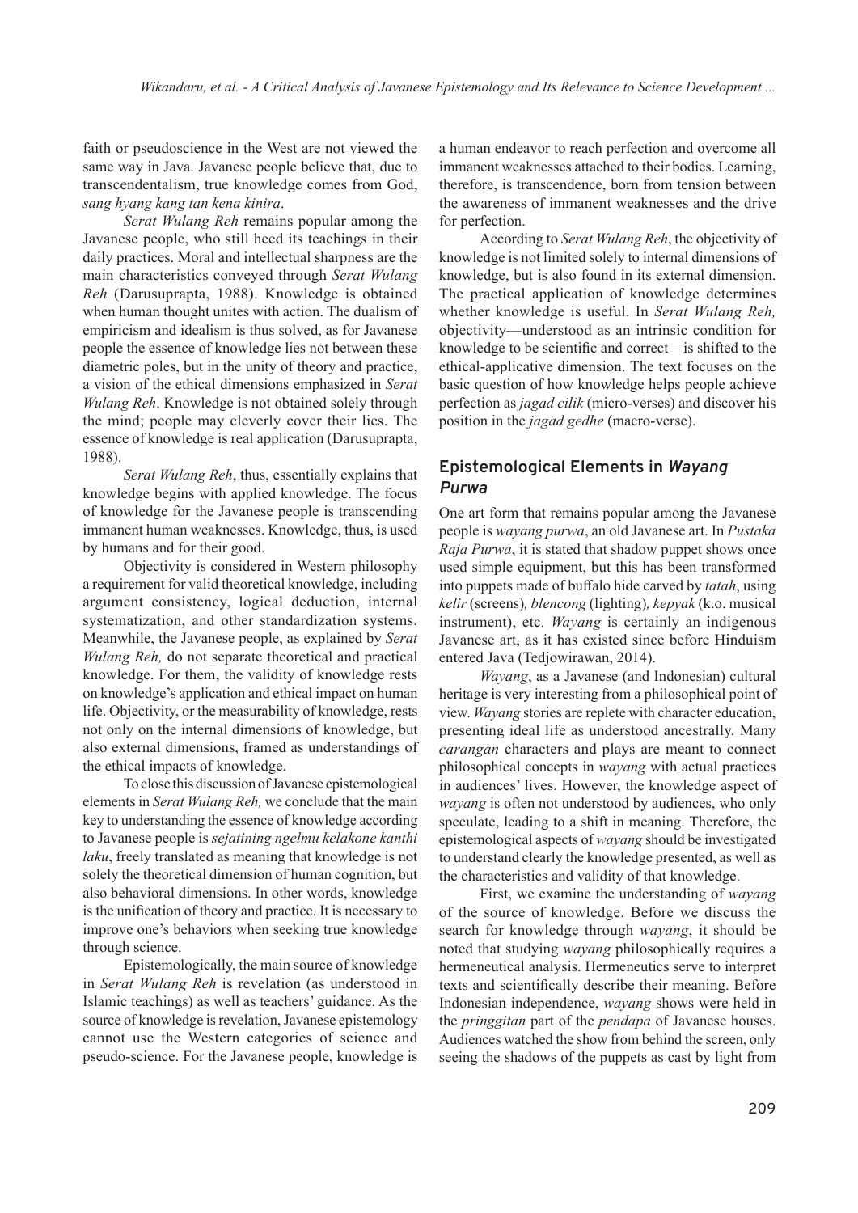faith or pseudoscience in the West are not viewed the same way in Java. Javanese people believe that, due to transcendentalism, true knowledge comes from God, *sang hyang kang tan kena kinira*.

*Serat Wulang Reh* remains popular among the Javanese people, who still heed its teachings in their daily practices. Moral and intellectual sharpness are the main characteristics conveyed through *Serat Wulang Reh* (Darusuprapta, 1988). Knowledge is obtained when human thought unites with action. The dualism of empiricism and idealism is thus solved, as for Javanese people the essence of knowledge lies not between these diametric poles, but in the unity of theory and practice, a vision of the ethical dimensions emphasized in *Serat Wulang Reh*. Knowledge is not obtained solely through the mind; people may cleverly cover their lies. The essence of knowledge is real application (Darusuprapta, 1988).

*Serat Wulang Reh*, thus, essentially explains that knowledge begins with applied knowledge. The focus of knowledge for the Javanese people is transcending immanent human weaknesses. Knowledge, thus, is used by humans and for their good.

Objectivity is considered in Western philosophy a requirement for valid theoretical knowledge, including argument consistency, logical deduction, internal systematization, and other standardization systems. Meanwhile, the Javanese people, as explained by *Serat Wulang Reh,* do not separate theoretical and practical knowledge. For them, the validity of knowledge rests on knowledge's application and ethical impact on human life. Objectivity, or the measurability of knowledge, rests not only on the internal dimensions of knowledge, but also external dimensions, framed as understandings of the ethical impacts of knowledge.

To close this discussion of Javanese epistemological elements in *Serat Wulang Reh,* we conclude that the main key to understanding the essence of knowledge according to Javanese people is *sejatining ngelmu kelakone kanthi laku*, freely translated as meaning that knowledge is not solely the theoretical dimension of human cognition, but also behavioral dimensions. In other words, knowledge is the unification of theory and practice. It is necessary to improve one's behaviors when seeking true knowledge through science.

Epistemologically, the main source of knowledge in *Serat Wulang Reh* is revelation (as understood in Islamic teachings) as well as teachers' guidance. As the source of knowledge is revelation, Javanese epistemology cannot use the Western categories of science and pseudo-science. For the Javanese people, knowledge is a human endeavor to reach perfection and overcome all immanent weaknesses attached to their bodies. Learning, therefore, is transcendence, born from tension between the awareness of immanent weaknesses and the drive for perfection.

According to *Serat Wulang Reh*, the objectivity of knowledge is not limited solely to internal dimensions of knowledge, but is also found in its external dimension. The practical application of knowledge determines whether knowledge is useful. In *Serat Wulang Reh,* objectivity—understood as an intrinsic condition for knowledge to be scientific and correct—is shifted to the ethical-applicative dimension. The text focuses on the basic question of how knowledge helps people achieve perfection as *jagad cilik* (micro-verses) and discover his position in the *jagad gedhe* (macro-verse).

## Epistemological Elements in *Wayang Purwa*

One art form that remains popular among the Javanese people is *wayang purwa*, an old Javanese art. In *Pustaka Raja Purwa*, it is stated that shadow puppet shows once used simple equipment, but this has been transformed into puppets made of buffalo hide carved by *tatah*, using *kelir* (screens)*, blencong* (lighting)*, kepyak* (k.o. musical instrument), etc. *Wayang* is certainly an indigenous Javanese art, as it has existed since before Hinduism entered Java (Tedjowirawan, 2014).

*Wayang*, as a Javanese (and Indonesian) cultural heritage is very interesting from a philosophical point of view. *Wayang* stories are replete with character education, presenting ideal life as understood ancestrally. Many *carangan* characters and plays are meant to connect philosophical concepts in *wayang* with actual practices in audiences' lives. However, the knowledge aspect of *wayang* is often not understood by audiences, who only speculate, leading to a shift in meaning. Therefore, the epistemological aspects of *wayang* should be investigated to understand clearly the knowledge presented, as well as the characteristics and validity of that knowledge.

First, we examine the understanding of *wayang* of the source of knowledge. Before we discuss the search for knowledge through *wayang*, it should be noted that studying *wayang* philosophically requires a hermeneutical analysis. Hermeneutics serve to interpret texts and scientifically describe their meaning. Before Indonesian independence, *wayang* shows were held in the *pringgitan* part of the *pendapa* of Javanese houses. Audiences watched the show from behind the screen, only seeing the shadows of the puppets as cast by light from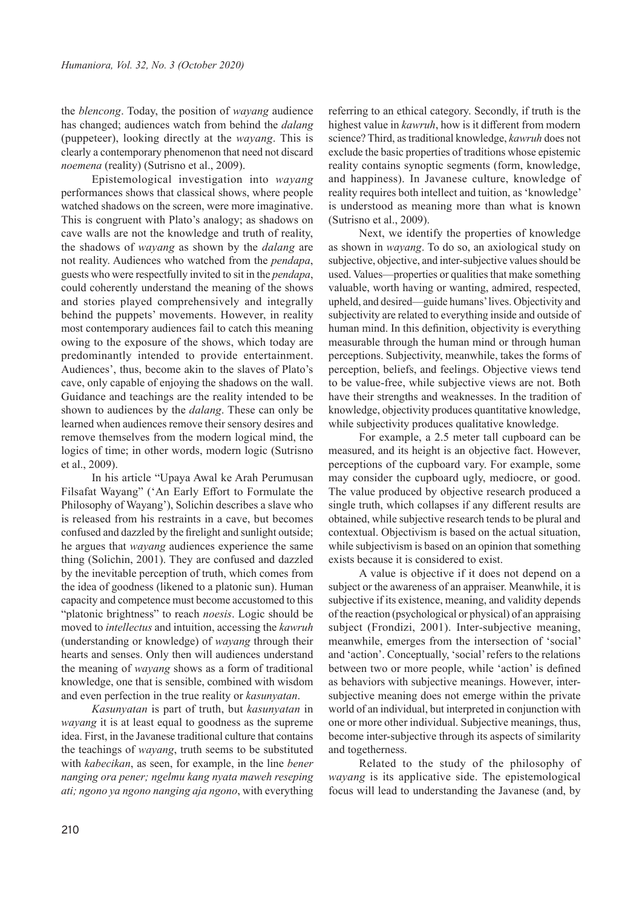the *blencong*. Today, the position of *wayang* audience has changed; audiences watch from behind the *dalang* (puppeteer), looking directly at the *wayang*. This is clearly a contemporary phenomenon that need not discard *noemena* (reality) (Sutrisno et al., 2009).

Epistemological investigation into *wayang* performances shows that classical shows, where people watched shadows on the screen, were more imaginative. This is congruent with Plato's analogy; as shadows on cave walls are not the knowledge and truth of reality, the shadows of *wayang* as shown by the *dalang* are not reality. Audiences who watched from the *pendapa*, guests who were respectfully invited to sit in the *pendapa*, could coherently understand the meaning of the shows and stories played comprehensively and integrally behind the puppets' movements. However, in reality most contemporary audiences fail to catch this meaning owing to the exposure of the shows, which today are predominantly intended to provide entertainment. Audiences', thus, become akin to the slaves of Plato's cave, only capable of enjoying the shadows on the wall. Guidance and teachings are the reality intended to be shown to audiences by the *dalang*. These can only be learned when audiences remove their sensory desires and remove themselves from the modern logical mind, the logics of time; in other words, modern logic (Sutrisno et al., 2009).

In his article "Upaya Awal ke Arah Perumusan Filsafat Wayang" ('An Early Effort to Formulate the Philosophy of Wayang'), Solichin describes a slave who is released from his restraints in a cave, but becomes confused and dazzled by the firelight and sunlight outside; he argues that *wayang* audiences experience the same thing (Solichin, 2001). They are confused and dazzled by the inevitable perception of truth, which comes from the idea of goodness (likened to a platonic sun). Human capacity and competence must become accustomed to this "platonic brightness" to reach *noesis*. Logic should be moved to *intellectus* and intuition, accessing the *kawruh* (understanding or knowledge) of *wayang* through their hearts and senses. Only then will audiences understand the meaning of *wayang* shows as a form of traditional knowledge, one that is sensible, combined with wisdom and even perfection in the true reality or *kasunyatan*.

*Kasunyatan* is part of truth, but *kasunyatan* in *wayang* it is at least equal to goodness as the supreme idea. First, in the Javanese traditional culture that contains the teachings of *wayang*, truth seems to be substituted with *kabecikan*, as seen, for example, in the line *bener nanging ora pener; ngelmu kang nyata maweh reseping ati; ngono ya ngono nanging aja ngono*, with everything referring to an ethical category. Secondly, if truth is the highest value in *kawruh*, how is it different from modern science? Third, as traditional knowledge, *kawruh* does not exclude the basic properties of traditions whose epistemic reality contains synoptic segments (form, knowledge, and happiness). In Javanese culture, knowledge of reality requires both intellect and tuition, as 'knowledge' is understood as meaning more than what is known (Sutrisno et al., 2009).

Next, we identify the properties of knowledge as shown in *wayang*. To do so, an axiological study on subjective, objective, and inter-subjective values should be used. Values—properties or qualities that make something valuable, worth having or wanting, admired, respected, upheld, and desired—guide humans' lives. Objectivity and subjectivity are related to everything inside and outside of human mind. In this definition, objectivity is everything measurable through the human mind or through human perceptions. Subjectivity, meanwhile, takes the forms of perception, beliefs, and feelings. Objective views tend to be value-free, while subjective views are not. Both have their strengths and weaknesses. In the tradition of knowledge, objectivity produces quantitative knowledge, while subjectivity produces qualitative knowledge.

For example, a 2.5 meter tall cupboard can be measured, and its height is an objective fact. However, perceptions of the cupboard vary. For example, some may consider the cupboard ugly, mediocre, or good. The value produced by objective research produced a single truth, which collapses if any different results are obtained, while subjective research tends to be plural and contextual. Objectivism is based on the actual situation, while subjectivism is based on an opinion that something exists because it is considered to exist.

A value is objective if it does not depend on a subject or the awareness of an appraiser. Meanwhile, it is subjective if its existence, meaning, and validity depends of the reaction (psychological or physical) of an appraising subject (Frondizi, 2001). Inter-subjective meaning, meanwhile, emerges from the intersection of 'social' and 'action'. Conceptually, 'social' refers to the relations between two or more people, while 'action' is defined as behaviors with subjective meanings. However, inter-subjective meaning does not emerge within the private world of an individual, but interpreted in conjunction with one or more other individual. Subjective meanings, thus, become inter-subjective through its aspects of similarity and togetherness.

Related to the study of the philosophy of *wayang* is its applicative side. The epistemological focus will lead to understanding the Javanese (and, by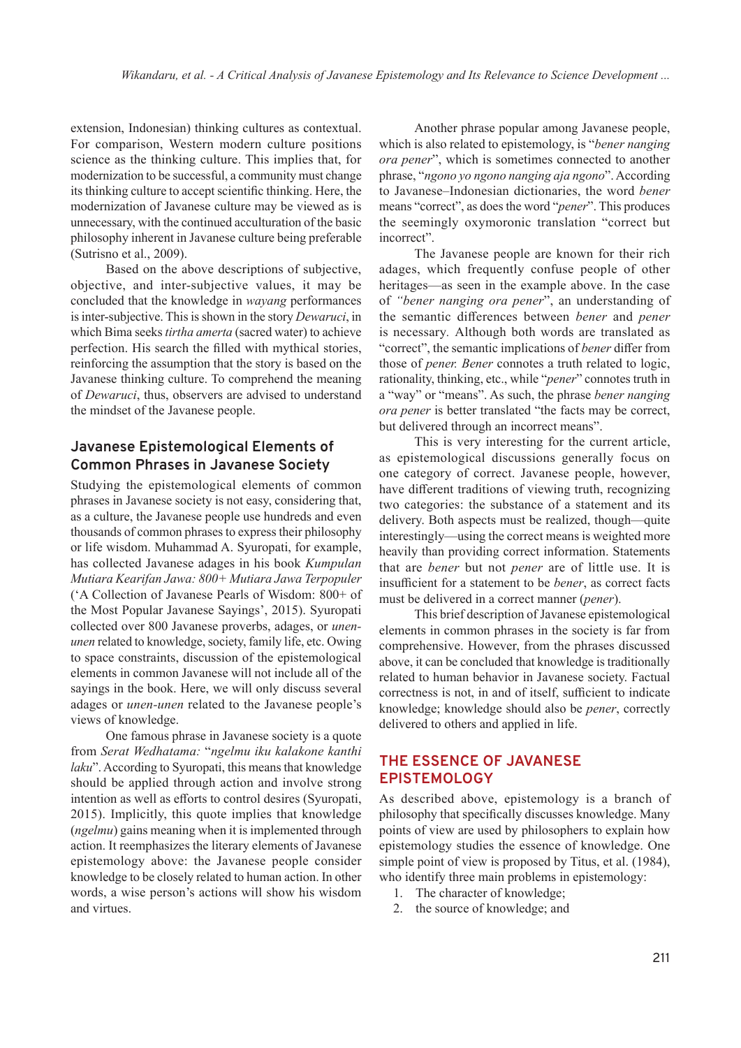extension, Indonesian) thinking cultures as contextual. For comparison, Western modern culture positions science as the thinking culture. This implies that, for modernization to be successful, a community must change its thinking culture to accept scientific thinking. Here, the modernization of Javanese culture may be viewed as is unnecessary, with the continued acculturation of the basic philosophy inherent in Javanese culture being preferable (Sutrisno et al., 2009).

Based on the above descriptions of subjective, objective, and inter-subjective values, it may be concluded that the knowledge in *wayang* performances is inter-subjective. This is shown in the story *Dewaruci*, in which Bima seeks *tirtha amerta* (sacred water) to achieve perfection. His search the filled with mythical stories, reinforcing the assumption that the story is based on the Javanese thinking culture. To comprehend the meaning of *Dewaruci*, thus, observers are advised to understand the mindset of the Javanese people.

### Javanese Epistemological Elements of Common Phrases in Javanese Society

Studying the epistemological elements of common phrases in Javanese society is not easy, considering that, as a culture, the Javanese people use hundreds and even thousands of common phrases to express their philosophy or life wisdom. Muhammad A. Syuropati, for example, has collected Javanese adages in his book *Kumpulan Mutiara Kearifan Jawa: 800+ Mutiara Jawa Terpopuler* ('A Collection of Javanese Pearls of Wisdom: 800+ of the Most Popular Javanese Sayings', 2015). Syuropati collected over 800 Javanese proverbs, adages, or *unen-unen* related to knowledge, society, family life, etc. Owing to space constraints, discussion of the epistemological elements in common Javanese will not include all of the sayings in the book. Here, we will only discuss several adages or *unen-unen* related to the Javanese people's views of knowledge.

One famous phrase in Javanese society is a quote from *Serat Wedhatama:* "*ngelmu iku kalakone kanthi laku*". According to Syuropati, this means that knowledge should be applied through action and involve strong intention as well as efforts to control desires (Syuropati, 2015). Implicitly, this quote implies that knowledge (*ngelmu*) gains meaning when it is implemented through action. It reemphasizes the literary elements of Javanese epistemology above: the Javanese people consider knowledge to be closely related to human action. In other words, a wise person's actions will show his wisdom and virtues.

Another phrase popular among Javanese people, which is also related to epistemology, is "*bener nanging ora pener*", which is sometimes connected to another phrase, "*ngono yo ngono nanging aja ngono*". According to Javanese–Indonesian dictionaries, the word *bener* means "correct", as does the word "*pener*". This produces the seemingly oxymoronic translation "correct but incorrect".

The Javanese people are known for their rich adages, which frequently confuse people of other heritages—as seen in the example above. In the case of *"bener nanging ora pener*", an understanding of the semantic differences between *bener* and *pener* is necessary. Although both words are translated as "correct", the semantic implications of *bener* differ from those of *pener. Bener* connotes a truth related to logic, rationality, thinking, etc., while "*pener*" connotes truth in a "way" or "means". As such, the phrase *bener nanging ora pener* is better translated "the facts may be correct, but delivered through an incorrect means".

This is very interesting for the current article, as epistemological discussions generally focus on one category of correct. Javanese people, however, have different traditions of viewing truth, recognizing two categories: the substance of a statement and its delivery. Both aspects must be realized, though—quite interestingly—using the correct means is weighted more heavily than providing correct information. Statements that are *bener* but not *pener* are of little use. It is insufficient for a statement to be *bener*, as correct facts must be delivered in a correct manner (*pener*).

This brief description of Javanese epistemological elements in common phrases in the society is far from comprehensive. However, from the phrases discussed above, it can be concluded that knowledge is traditionally related to human behavior in Javanese society. Factual correctness is not, in and of itself, sufficient to indicate knowledge; knowledge should also be *pener*, correctly delivered to others and applied in life.

## THE ESSENCE OF JAVANESE EPISTEMOLOGY

As described above, epistemology is a branch of philosophy that specifically discusses knowledge. Many points of view are used by philosophers to explain how epistemology studies the essence of knowledge. One simple point of view is proposed by Titus, et al. (1984), who identify three main problems in epistemology:

1. The character of knowledge;
2. the source of knowledge; and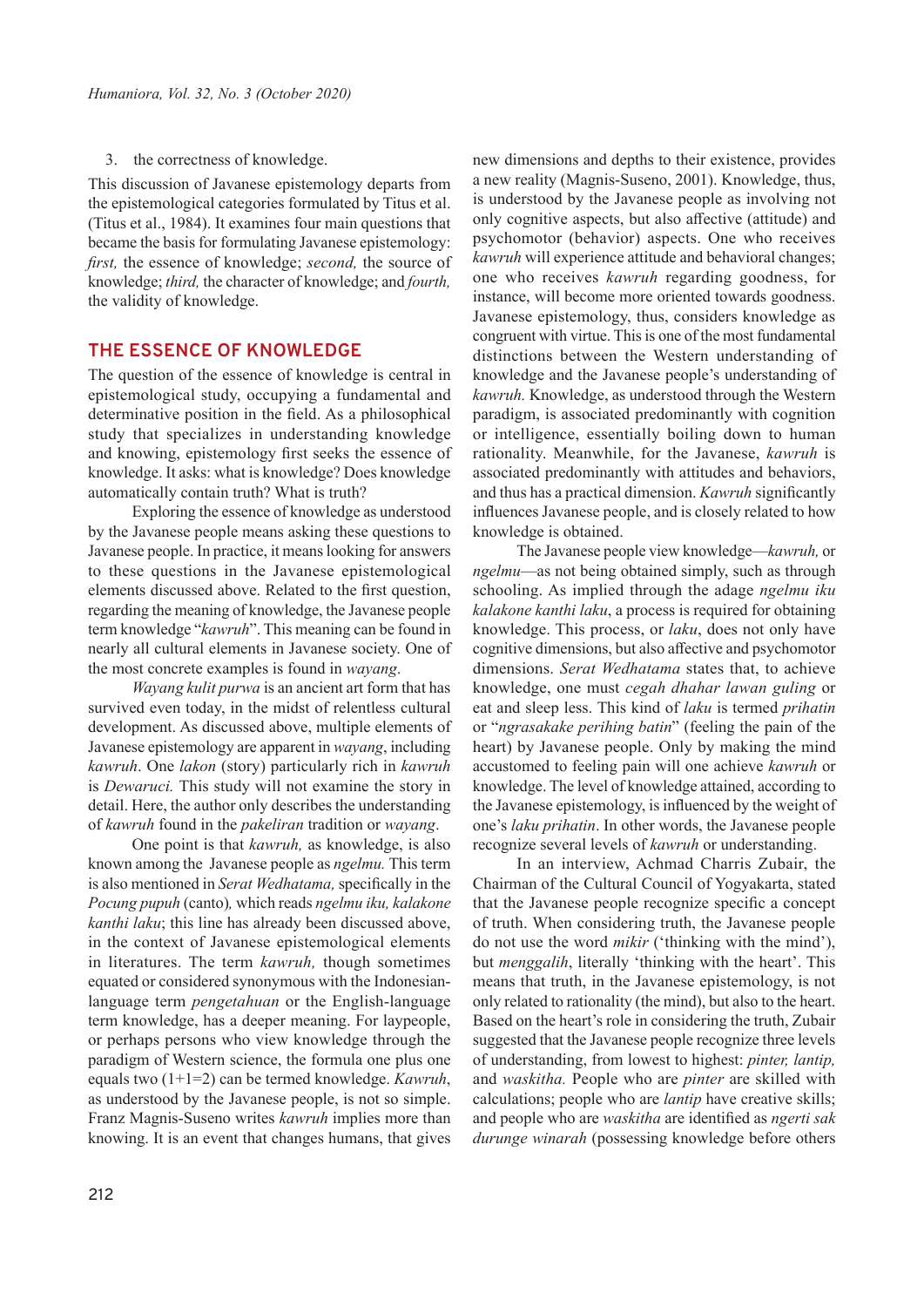3. the correctness of knowledge.

This discussion of Javanese epistemology departs from the epistemological categories formulated by Titus et al. (Titus et al., 1984). It examines four main questions that became the basis for formulating Javanese epistemology: *first,* the essence of knowledge; *second,* the source of knowledge; *third,* the character of knowledge; and *fourth,* the validity of knowledge.

## THE ESSENCE OF KNOWLEDGE

The question of the essence of knowledge is central in epistemological study, occupying a fundamental and determinative position in the field. As a philosophical study that specializes in understanding knowledge and knowing, epistemology first seeks the essence of knowledge. It asks: what is knowledge? Does knowledge automatically contain truth? What is truth?

Exploring the essence of knowledge as understood by the Javanese people means asking these questions to Javanese people. In practice, it means looking for answers to these questions in the Javanese epistemological elements discussed above. Related to the first question, regarding the meaning of knowledge, the Javanese people term knowledge "*kawruh*". This meaning can be found in nearly all cultural elements in Javanese society. One of the most concrete examples is found in *wayang*.

*Wayang kulit purwa* is an ancient art form that has survived even today, in the midst of relentless cultural development. As discussed above, multiple elements of Javanese epistemology are apparent in *wayang*, including *kawruh*. One *lakon* (story) particularly rich in *kawruh* is *Dewaruci.* This study will not examine the story in detail. Here, the author only describes the understanding of *kawruh* found in the *pakeliran* tradition or *wayang*.

One point is that *kawruh,* as knowledge, is also known among the Javanese people as *ngelmu.* This term is also mentioned in *Serat Wedhatama,* specifically in the *Pocung pupuh* (canto)*,* which reads *ngelmu iku, kalakone kanthi laku*; this line has already been discussed above, in the context of Javanese epistemological elements in literatures. The term *kawruh,* though sometimes equated or considered synonymous with the Indonesian-language term *pengetahuan* or the English-language term knowledge, has a deeper meaning. For laypeople, or perhaps persons who view knowledge through the paradigm of Western science, the formula one plus one equals two (1+1=2) can be termed knowledge. *Kawruh*, as understood by the Javanese people, is not so simple. Franz Magnis-Suseno writes *kawruh* implies more than knowing. It is an event that changes humans, that gives new dimensions and depths to their existence, provides a new reality (Magnis-Suseno, 2001). Knowledge, thus, is understood by the Javanese people as involving not only cognitive aspects, but also affective (attitude) and psychomotor (behavior) aspects. One who receives *kawruh* will experience attitude and behavioral changes; one who receives *kawruh* regarding goodness, for instance, will become more oriented towards goodness. Javanese epistemology, thus, considers knowledge as congruent with virtue. This is one of the most fundamental distinctions between the Western understanding of knowledge and the Javanese people's understanding of *kawruh.* Knowledge, as understood through the Western paradigm, is associated predominantly with cognition or intelligence, essentially boiling down to human rationality. Meanwhile, for the Javanese, *kawruh* is associated predominantly with attitudes and behaviors, and thus has a practical dimension. *Kawruh* significantly influences Javanese people, and is closely related to how knowledge is obtained.

The Javanese people view knowledge—*kawruh,* or *ngelmu*—as not being obtained simply, such as through schooling. As implied through the adage *ngelmu iku kalakone kanthi laku*, a process is required for obtaining knowledge. This process, or *laku*, does not only have cognitive dimensions, but also affective and psychomotor dimensions. *Serat Wedhatama* states that, to achieve knowledge, one must *cegah dhahar lawan guling* or eat and sleep less. This kind of *laku* is termed *prihatin* or "*ngrasakake perihing batin*" (feeling the pain of the heart) by Javanese people. Only by making the mind accustomed to feeling pain will one achieve *kawruh* or knowledge. The level of knowledge attained, according to the Javanese epistemology, is influenced by the weight of one's *laku prihatin*. In other words, the Javanese people recognize several levels of *kawruh* or understanding.

In an interview, Achmad Charris Zubair, the Chairman of the Cultural Council of Yogyakarta, stated that the Javanese people recognize specific a concept of truth. When considering truth, the Javanese people do not use the word *mikir* ('thinking with the mind'), but *menggalih*, literally 'thinking with the heart'. This means that truth, in the Javanese epistemology, is not only related to rationality (the mind), but also to the heart. Based on the heart's role in considering the truth, Zubair suggested that the Javanese people recognize three levels of understanding, from lowest to highest: *pinter, lantip,* and *waskitha.* People who are *pinter* are skilled with calculations; people who are *lantip* have creative skills; and people who are *waskitha* are identified as *ngerti sak durunge winarah* (possessing knowledge before others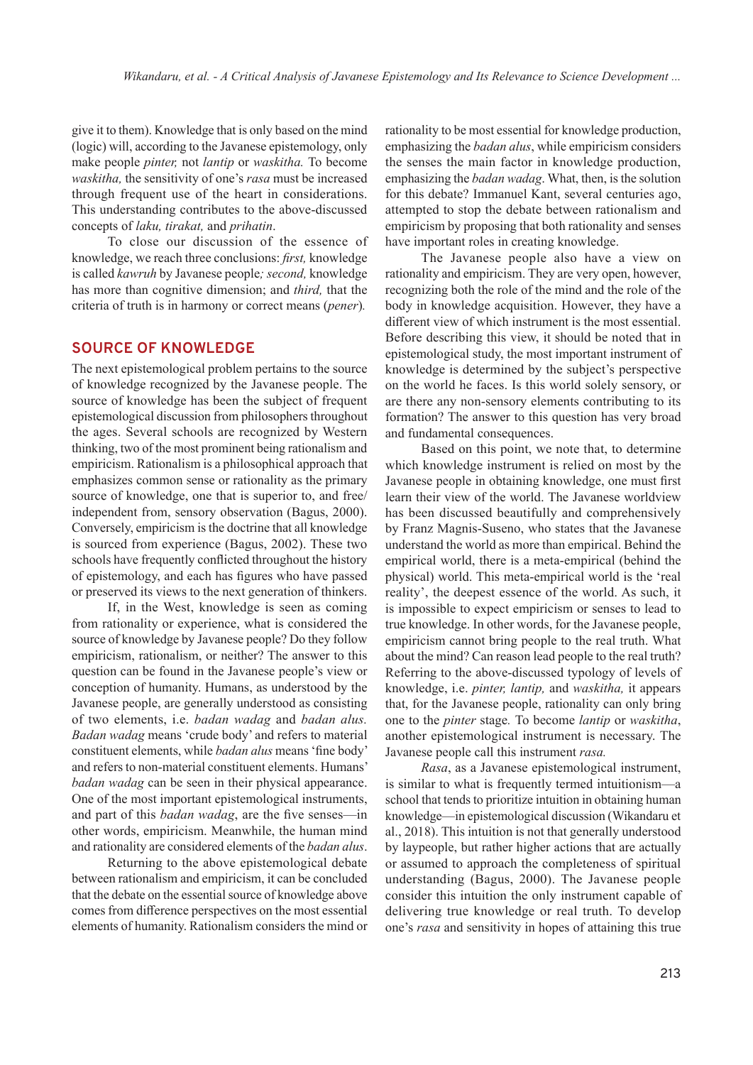give it to them). Knowledge that is only based on the mind (logic) will, according to the Javanese epistemology, only make people *pinter,* not *lantip* or *waskitha.* To become *waskitha,* the sensitivity of one's *rasa* must be increased through frequent use of the heart in considerations. This understanding contributes to the above-discussed concepts of *laku, tirakat,* and *prihatin*.

To close our discussion of the essence of knowledge, we reach three conclusions: *first,* knowledge is called *kawruh* by Javanese people*; second,* knowledge has more than cognitive dimension; and *third,* that the criteria of truth is in harmony or correct means (*pener*)*.*

## SOURCE OF KNOWLEDGE

The next epistemological problem pertains to the source of knowledge recognized by the Javanese people. The source of knowledge has been the subject of frequent epistemological discussion from philosophers throughout the ages. Several schools are recognized by Western thinking, two of the most prominent being rationalism and empiricism. Rationalism is a philosophical approach that emphasizes common sense or rationality as the primary source of knowledge, one that is superior to, and free/independent from, sensory observation (Bagus, 2000). Conversely, empiricism is the doctrine that all knowledge is sourced from experience (Bagus, 2002). These two schools have frequently conflicted throughout the history of epistemology, and each has figures who have passed or preserved its views to the next generation of thinkers.

If, in the West, knowledge is seen as coming from rationality or experience, what is considered the source of knowledge by Javanese people? Do they follow empiricism, rationalism, or neither? The answer to this question can be found in the Javanese people's view or conception of humanity. Humans, as understood by the Javanese people, are generally understood as consisting of two elements, i.e. *badan wadag* and *badan alus. Badan wadag* means 'crude body' and refers to material constituent elements, while *badan alus* means 'fine body' and refers to non-material constituent elements. Humans' *badan wadag* can be seen in their physical appearance. One of the most important epistemological instruments, and part of this *badan wadag*, are the five senses—in other words, empiricism. Meanwhile, the human mind and rationality are considered elements of the *badan alus*.

Returning to the above epistemological debate between rationalism and empiricism, it can be concluded that the debate on the essential source of knowledge above comes from difference perspectives on the most essential elements of humanity. Rationalism considers the mind or rationality to be most essential for knowledge production, emphasizing the *badan alus*, while empiricism considers the senses the main factor in knowledge production, emphasizing the *badan wadag*. What, then, is the solution for this debate? Immanuel Kant, several centuries ago, attempted to stop the debate between rationalism and empiricism by proposing that both rationality and senses have important roles in creating knowledge.

The Javanese people also have a view on rationality and empiricism. They are very open, however, recognizing both the role of the mind and the role of the body in knowledge acquisition. However, they have a different view of which instrument is the most essential. Before describing this view, it should be noted that in epistemological study, the most important instrument of knowledge is determined by the subject's perspective on the world he faces. Is this world solely sensory, or are there any non-sensory elements contributing to its formation? The answer to this question has very broad and fundamental consequences.

Based on this point, we note that, to determine which knowledge instrument is relied on most by the Javanese people in obtaining knowledge, one must first learn their view of the world. The Javanese worldview has been discussed beautifully and comprehensively by Franz Magnis-Suseno, who states that the Javanese understand the world as more than empirical. Behind the empirical world, there is a meta-empirical (behind the physical) world. This meta-empirical world is the 'real reality', the deepest essence of the world. As such, it is impossible to expect empiricism or senses to lead to true knowledge. In other words, for the Javanese people, empiricism cannot bring people to the real truth. What about the mind? Can reason lead people to the real truth? Referring to the above-discussed typology of levels of knowledge, i.e. *pinter, lantip,* and *waskitha,* it appears that, for the Javanese people, rationality can only bring one to the *pinter* stage*.* To become *lantip* or *waskitha*, another epistemological instrument is necessary. The Javanese people call this instrument *rasa.*

*Rasa*, as a Javanese epistemological instrument, is similar to what is frequently termed intuitionism—a school that tends to prioritize intuition in obtaining human knowledge—in epistemological discussion (Wikandaru et al., 2018). This intuition is not that generally understood by laypeople, but rather higher actions that are actually or assumed to approach the completeness of spiritual understanding (Bagus, 2000). The Javanese people consider this intuition the only instrument capable of delivering true knowledge or real truth. To develop one's *rasa* and sensitivity in hopes of attaining this true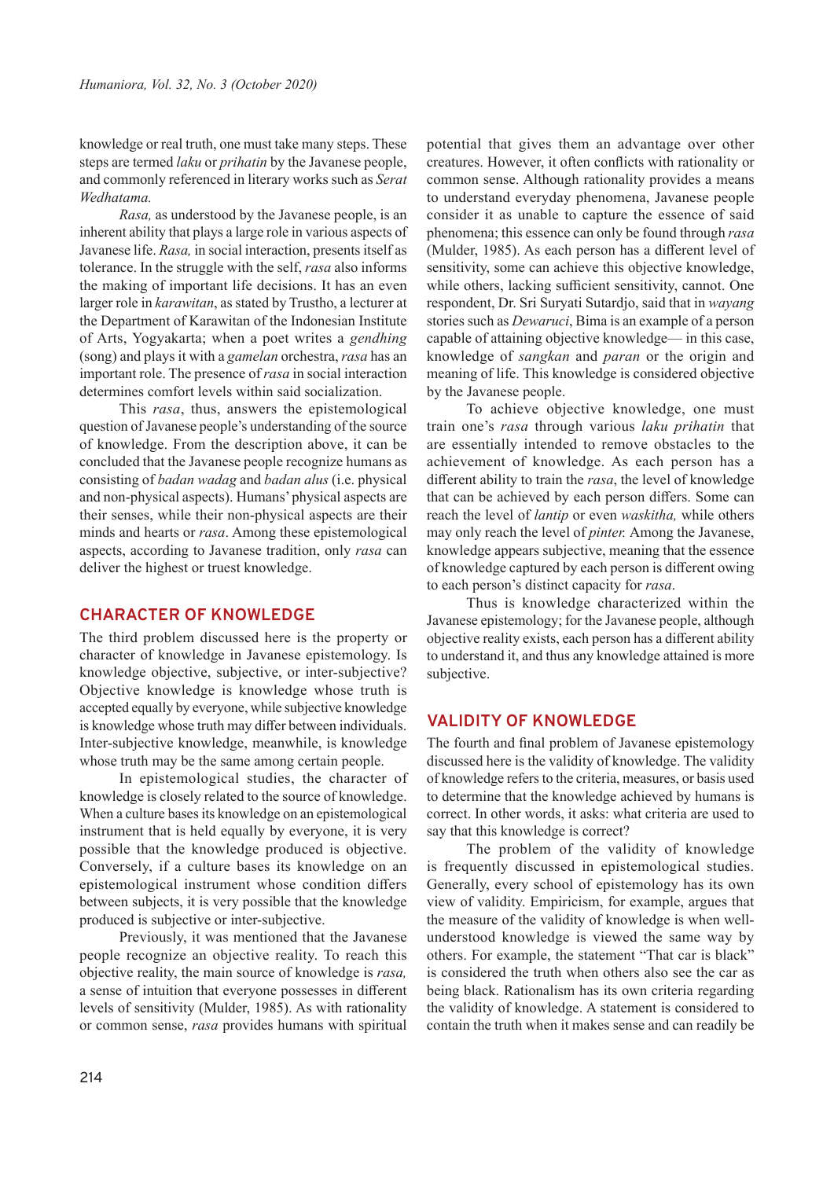knowledge or real truth, one must take many steps. These steps are termed *laku* or *prihatin* by the Javanese people, and commonly referenced in literary works such as *Serat Wedhatama.*

*Rasa,* as understood by the Javanese people, is an inherent ability that plays a large role in various aspects of Javanese life. *Rasa,* in social interaction, presents itself as tolerance. In the struggle with the self, *rasa* also informs the making of important life decisions. It has an even larger role in *karawitan*, as stated by Trustho, a lecturer at the Department of Karawitan of the Indonesian Institute of Arts, Yogyakarta; when a poet writes a *gendhing* (song) and plays it with a *gamelan* orchestra, *rasa* has an important role. The presence of *rasa* in social interaction determines comfort levels within said socialization.

This *rasa*, thus, answers the epistemological question of Javanese people's understanding of the source of knowledge. From the description above, it can be concluded that the Javanese people recognize humans as consisting of *badan wadag* and *badan alus* (i.e. physical and non-physical aspects). Humans' physical aspects are their senses, while their non-physical aspects are their minds and hearts or *rasa*. Among these epistemological aspects, according to Javanese tradition, only *rasa* can deliver the highest or truest knowledge.

## CHARACTER OF KNOWLEDGE

The third problem discussed here is the property or character of knowledge in Javanese epistemology. Is knowledge objective, subjective, or inter-subjective? Objective knowledge is knowledge whose truth is accepted equally by everyone, while subjective knowledge is knowledge whose truth may differ between individuals. Inter-subjective knowledge, meanwhile, is knowledge whose truth may be the same among certain people.

In epistemological studies, the character of knowledge is closely related to the source of knowledge. When a culture bases its knowledge on an epistemological instrument that is held equally by everyone, it is very possible that the knowledge produced is objective. Conversely, if a culture bases its knowledge on an epistemological instrument whose condition differs between subjects, it is very possible that the knowledge produced is subjective or inter-subjective.

Previously, it was mentioned that the Javanese people recognize an objective reality. To reach this objective reality, the main source of knowledge is *rasa,* a sense of intuition that everyone possesses in different levels of sensitivity (Mulder, 1985). As with rationality or common sense, *rasa* provides humans with spiritual potential that gives them an advantage over other creatures. However, it often conflicts with rationality or common sense. Although rationality provides a means to understand everyday phenomena, Javanese people consider it as unable to capture the essence of said phenomena; this essence can only be found through *rasa* (Mulder, 1985). As each person has a different level of sensitivity, some can achieve this objective knowledge, while others, lacking sufficient sensitivity, cannot. One respondent, Dr. Sri Suryati Sutardjo, said that in *wayang* stories such as *Dewaruci*, Bima is an example of a person capable of attaining objective knowledge— in this case, knowledge of *sangkan* and *paran* or the origin and meaning of life. This knowledge is considered objective by the Javanese people.

To achieve objective knowledge, one must train one's *rasa* through various *laku prihatin* that are essentially intended to remove obstacles to the achievement of knowledge. As each person has a different ability to train the *rasa*, the level of knowledge that can be achieved by each person differs. Some can reach the level of *lantip* or even *waskitha,* while others may only reach the level of *pinter.* Among the Javanese, knowledge appears subjective, meaning that the essence of knowledge captured by each person is different owing to each person's distinct capacity for *rasa*.

Thus is knowledge characterized within the Javanese epistemology; for the Javanese people, although objective reality exists, each person has a different ability to understand it, and thus any knowledge attained is more subjective.

## VALIDITY OF KNOWLEDGE

The fourth and final problem of Javanese epistemology discussed here is the validity of knowledge. The validity of knowledge refers to the criteria, measures, or basis used to determine that the knowledge achieved by humans is correct. In other words, it asks: what criteria are used to say that this knowledge is correct?

The problem of the validity of knowledge is frequently discussed in epistemological studies. Generally, every school of epistemology has its own view of validity. Empiricism, for example, argues that the measure of the validity of knowledge is when well-understood knowledge is viewed the same way by others. For example, the statement "That car is black" is considered the truth when others also see the car as being black. Rationalism has its own criteria regarding the validity of knowledge. A statement is considered to contain the truth when it makes sense and can readily be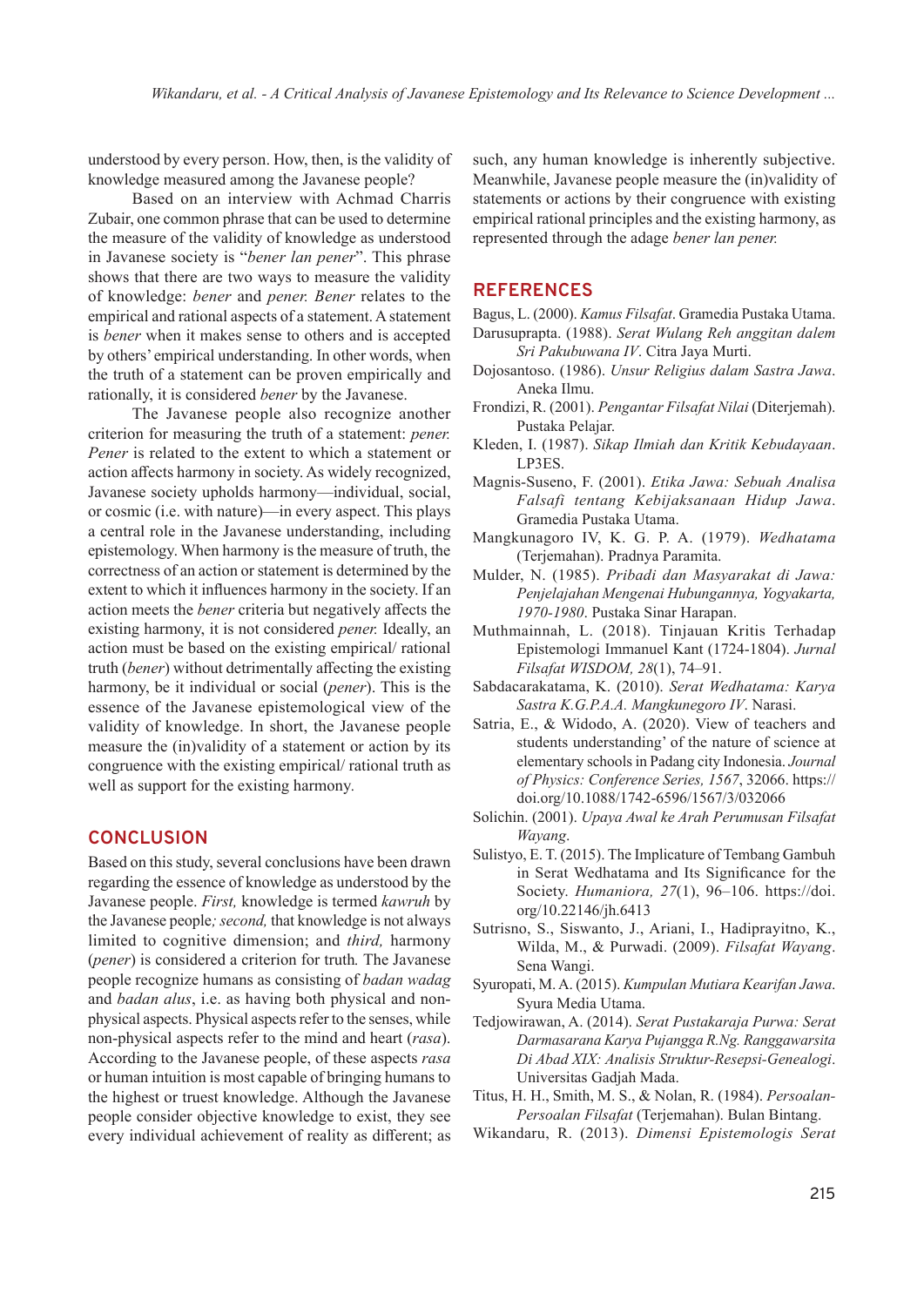understood by every person. How, then, is the validity of knowledge measured among the Javanese people?

Based on an interview with Achmad Charris Zubair, one common phrase that can be used to determine the measure of the validity of knowledge as understood in Javanese society is "*bener lan pener*". This phrase shows that there are two ways to measure the validity of knowledge: *bener* and *pener. Bener* relates to the empirical and rational aspects of a statement. A statement is *bener* when it makes sense to others and is accepted by others' empirical understanding. In other words, when the truth of a statement can be proven empirically and rationally, it is considered *bener* by the Javanese.

The Javanese people also recognize another criterion for measuring the truth of a statement: *pener. Pener* is related to the extent to which a statement or action affects harmony in society. As widely recognized, Javanese society upholds harmony—individual, social, or cosmic (i.e. with nature)—in every aspect. This plays a central role in the Javanese understanding, including epistemology. When harmony is the measure of truth, the correctness of an action or statement is determined by the extent to which it influences harmony in the society. If an action meets the *bener* criteria but negatively affects the existing harmony, it is not considered *pener.* Ideally, an action must be based on the existing empirical/ rational truth (*bener*) without detrimentally affecting the existing harmony, be it individual or social (*pener*). This is the essence of the Javanese epistemological view of the validity of knowledge. In short, the Javanese people measure the (in)validity of a statement or action by its congruence with the existing empirical/ rational truth as well as support for the existing harmony.

## CONCLUSION

Based on this study, several conclusions have been drawn regarding the essence of knowledge as understood by the Javanese people. *First,* knowledge is termed *kawruh* by the Javanese people*; second,* that knowledge is not always limited to cognitive dimension; and *third,* harmony (*pener*) is considered a criterion for truth*.* The Javanese people recognize humans as consisting of *badan wadag* and *badan alus*, i.e. as having both physical and non-physical aspects. Physical aspects refer to the senses, while non-physical aspects refer to the mind and heart (*rasa*). According to the Javanese people, of these aspects *rasa* or human intuition is most capable of bringing humans to the highest or truest knowledge. Although the Javanese people consider objective knowledge to exist, they see every individual achievement of reality as different; as such, any human knowledge is inherently subjective. Meanwhile, Javanese people measure the (in)validity of statements or actions by their congruence with existing empirical rational principles and the existing harmony, as represented through the adage *bener lan pener.*

## REFERENCES

Bagus, L. (2000). *Kamus Filsafat*. Gramedia Pustaka Utama.

Darusuprapta. (1988). *Serat Wulang Reh anggitan dalem Sri Pakubuwana IV*. Citra Jaya Murti.

Dojosantoso. (1986). *Unsur Religius dalam Sastra Jawa*. Aneka Ilmu.

Frondizi, R. (2001). *Pengantar Filsafat Nilai* (Diterjemah). Pustaka Pelajar.

Kleden, I. (1987). *Sikap Ilmiah dan Kritik Kebudayaan*. LP3ES.

Magnis-Suseno, F. (2001). *Etika Jawa: Sebuah Analisa Falsafi tentang Kebijaksanaan Hidup Jawa*. Gramedia Pustaka Utama.

Mangkunagoro IV, K. G. P. A. (1979). *Wedhatama* (Terjemahan). Pradnya Paramita.

Mulder, N. (1985). *Pribadi dan Masyarakat di Jawa: Penjelajahan Mengenai Hubungannya, Yogyakarta, 1970-1980*. Pustaka Sinar Harapan.

Muthmainnah, L. (2018). Tinjauan Kritis Terhadap Epistemologi Immanuel Kant (1724-1804). *Jurnal Filsafat WISDOM, 28*(1), 74–91.

Sabdacarakatama, K. (2010). *Serat Wedhatama: Karya Sastra K.G.P.A.A. Mangkunegoro IV*. Narasi.

Satria, E., & Widodo, A. (2020). View of teachers and students understanding' of the nature of science at elementary schools in Padang city Indonesia. *Journal of Physics: Conference Series, 1567*, 32066. https://doi.org/10.1088/1742-6596/1567/3/032066

Solichin. (2001). *Upaya Awal ke Arah Perumusan Filsafat Wayang*.

Sulistyo, E. T. (2015). The Implicature of Tembang Gambuh in Serat Wedhatama and Its Significance for the Society. *Humaniora, 27*(1), 96–106. https://doi.org/10.22146/jh.6413

Sutrisno, S., Siswanto, J., Ariani, I., Hadiprayitno, K., Wilda, M., & Purwadi. (2009). *Filsafat Wayang*. Sena Wangi.

Syuropati, M. A. (2015). *Kumpulan Mutiara Kearifan Jawa*. Syura Media Utama.

Tedjowirawan, A. (2014). *Serat Pustakaraja Purwa: Serat Darmasarana Karya Pujangga R.Ng. Ranggawarsita Di Abad XIX: Analisis Struktur-Resepsi-Genealogi*. Universitas Gadjah Mada.

Titus, H. H., Smith, M. S., & Nolan, R. (1984). *Persoalan-Persoalan Filsafat* (Terjemahan). Bulan Bintang.

Wikandaru, R. (2013). *Dimensi Epistemologis Serat*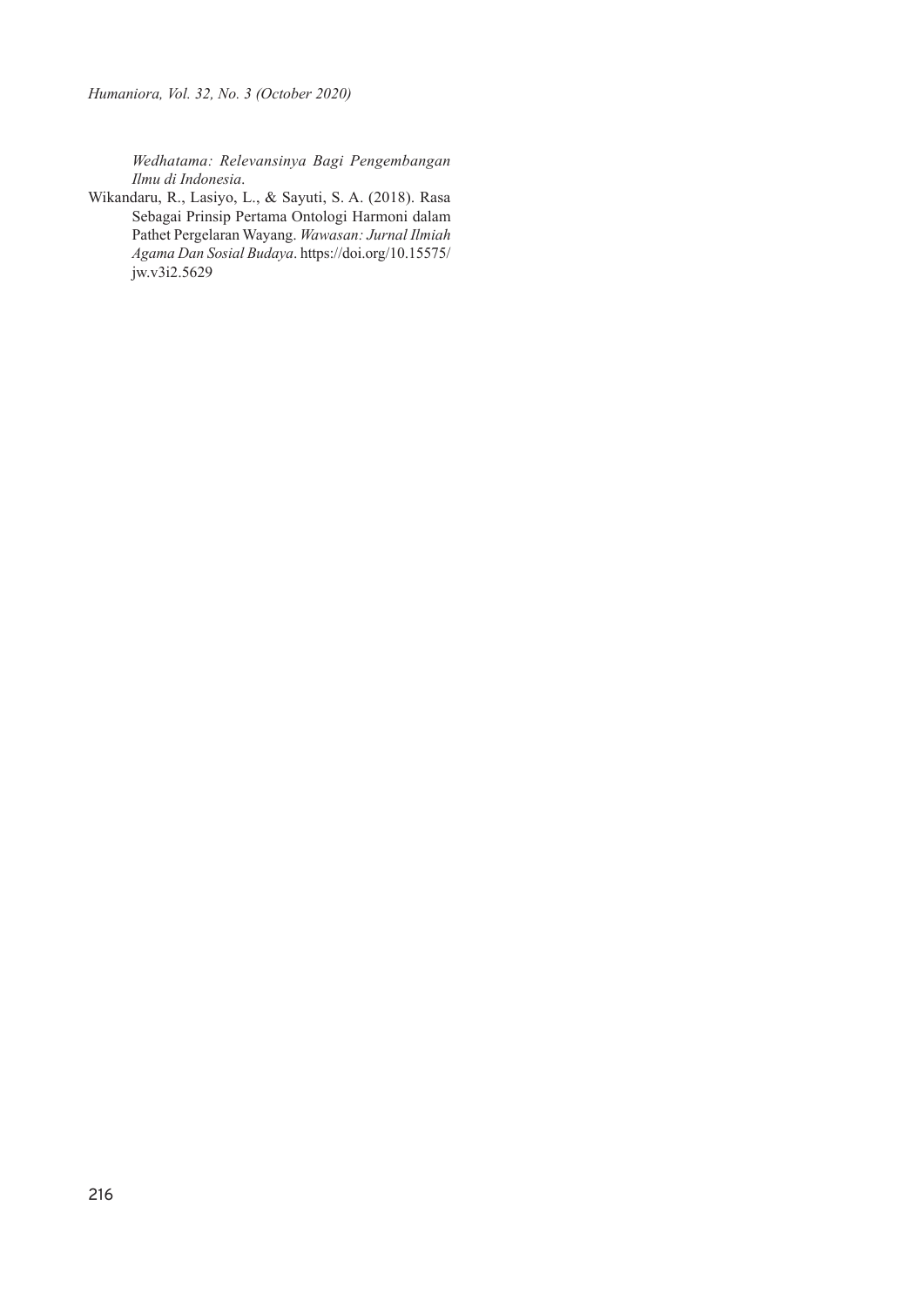*Wedhatama: Relevansinya Bagi Pengembangan Ilmu di Indonesia*.

Wikandaru, R., Lasiyo, L., & Sayuti, S. A. (2018). Rasa Sebagai Prinsip Pertama Ontologi Harmoni dalam Pathet Pergelaran Wayang. *Wawasan: Jurnal Ilmiah Agama Dan Sosial Budaya*. https://doi.org/10.15575/jw.v3i2.5629